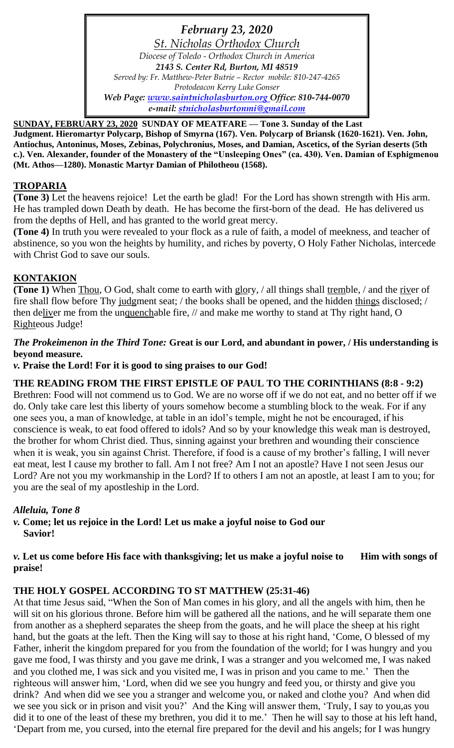*February 23, 2020*

*St. Nicholas Orthodox Church*

*Diocese of Toledo - Orthodox Church in America*

***2143 S. Center Rd, Burton, MI 48519***

*Served by: Fr. Matthew-Peter Butrie – Rector mobile: 810-247-4265*

*Protodeacon Kerry Luke Gonser*

***Web Page: www.saintnicholasburton.org Office: 810-744-0070***

***e-mail: stnicholasburtonmi@gmail.com***

**SUNDAY, FEBRUARY 23, 2020 SUNDAY OF MEATFARE — Tone 3. Sunday of the Last Judgment. Hieromartyr Polycarp, Bishop of Smyrna (167). Ven. Polycarp of Briansk (1620-1621). Ven. John, Antiochus, Antoninus, Moses, Zebinas, Polychronius, Moses, and Damian, Ascetics, of the Syrian deserts (5th c.). Ven. Alexander, founder of the Monastery of the "Unsleeping Ones" (ca. 430). Ven. Damian of Esphigmenou (Mt. Athos—1280). Monastic Martyr Damian of Philotheou (1568).**

## TROPARIA

**(Tone 3)** Let the heavens rejoice! Let the earth be glad! For the Lord has shown strength with His arm. He has trampled down Death by death. He has become the first-born of the dead. He has delivered us from the depths of Hell, and has granted to the world great mercy.

**(Tone 4)** In truth you were revealed to your flock as a rule of faith, a model of meekness, and teacher of abstinence, so you won the heights by humility, and riches by poverty, O Holy Father Nicholas, intercede with Christ God to save our souls.

## KONTAKION

**(Tone 1)** When Thou, O God, shalt come to earth with glory, / all things shall tremble, / and the river of fire shall flow before Thy judgment seat; / the books shall be opened, and the hidden things disclosed; / then deliver me from the unquenchable fire, // and make me worthy to stand at Thy right hand, O Righteous Judge!

***The Prokeimenon in the Third Tone:* Great is our Lord, and abundant in power, / His understanding is beyond measure.**

***v.* Praise the Lord! For it is good to sing praises to our God!**

**THE READING FROM THE FIRST EPISTLE OF PAUL TO THE CORINTHIANS (8:8 - 9:2)**

Brethren: Food will not commend us to God. We are no worse off if we do not eat, and no better off if we do. Only take care lest this liberty of yours somehow become a stumbling block to the weak. For if any one sees you, a man of knowledge, at table in an idol's temple, might he not be encouraged, if his conscience is weak, to eat food offered to idols? And so by your knowledge this weak man is destroyed, the brother for whom Christ died. Thus, sinning against your brethren and wounding their conscience when it is weak, you sin against Christ. Therefore, if food is a cause of my brother's falling, I will never eat meat, lest I cause my brother to fall. Am I not free? Am I not an apostle? Have I not seen Jesus our Lord? Are not you my workmanship in the Lord? If to others I am not an apostle, at least I am to you; for you are the seal of my apostleship in the Lord.

***Alleluia, Tone 8***

***v.* Come; let us rejoice in the Lord! Let us make a joyful noise to God our Savior!**

***v.* Let us come before His face with thanksgiving; let us make a joyful noise to Him with songs of praise!**

**THE HOLY GOSPEL ACCORDING TO ST MATTHEW (25:31-46)**

At that time Jesus said, "When the Son of Man comes in his glory, and all the angels with him, then he will sit on his glorious throne. Before him will be gathered all the nations, and he will separate them one from another as a shepherd separates the sheep from the goats, and he will place the sheep at his right hand, but the goats at the left. Then the King will say to those at his right hand, 'Come, O blessed of my Father, inherit the kingdom prepared for you from the foundation of the world; for I was hungry and you gave me food, I was thirsty and you gave me drink, I was a stranger and you welcomed me, I was naked and you clothed me, I was sick and you visited me, I was in prison and you came to me.' Then the righteous will answer him, 'Lord, when did we see you hungry and feed you, or thirsty and give you drink? And when did we see you a stranger and welcome you, or naked and clothe you? And when did we see you sick or in prison and visit you?' And the King will answer them, 'Truly, I say to you,as you did it to one of the least of these my brethren, you did it to me.' Then he will say to those at his left hand, 'Depart from me, you cursed, into the eternal fire prepared for the devil and his angels; for I was hungry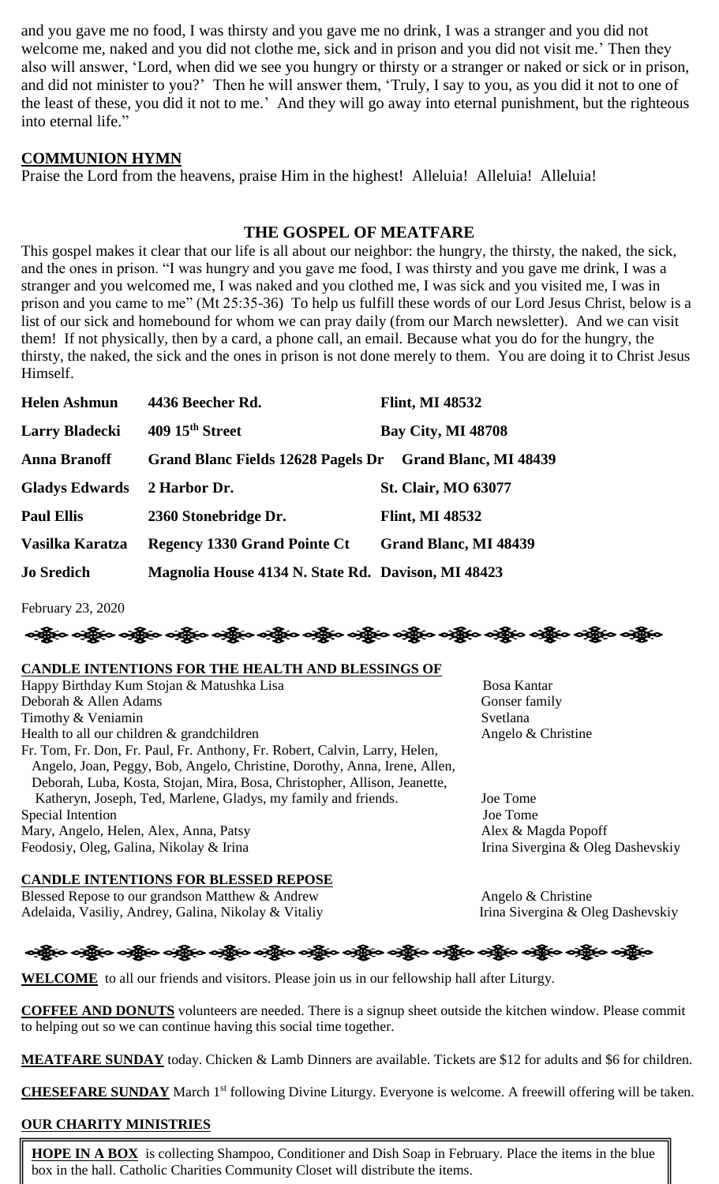and you gave me no food, I was thirsty and you gave me no drink, I was a stranger and you did not welcome me, naked and you did not clothe me, sick and in prison and you did not visit me.' Then they also will answer, 'Lord, when did we see you hungry or thirsty or a stranger or naked or sick or in prison, and did not minister to you?' Then he will answer them, 'Truly, I say to you, as you did it not to one of the least of these, you did it not to me.' And they will go away into eternal punishment, but the righteous into eternal life."

**COMMUNION HYMN**

Praise the Lord from the heavens, praise Him in the highest! Alleluia! Alleluia! Alleluia!

## THE GOSPEL OF MEATFARE

This gospel makes it clear that our life is all about our neighbor: the hungry, the thirsty, the naked, the sick, and the ones in prison. "I was hungry and you gave me food, I was thirsty and you gave me drink, I was a stranger and you welcomed me, I was naked and you clothed me, I was sick and you visited me, I was in prison and you came to me" (Mt 25:35-36) To help us fulfill these words of our Lord Jesus Christ, below is a list of our sick and homebound for whom we can pray daily (from our March newsletter). And we can visit them! If not physically, then by a card, a phone call, an email. Because what you do for the hungry, the thirsty, the naked, the sick and the ones in prison is not done merely to them. You are doing it to Christ Jesus Himself.

| | | |
|---|---|---|
| **Helen Ashmun** | **4436 Beecher Rd.** | **Flint, MI 48532** |
| **Larry Bladecki** | **409 15th Street** | **Bay City, MI 48708** |
| **Anna Branoff** | **Grand Blanc Fields 12628 Pagels Dr** | **Grand Blanc, MI 48439** |
| **Gladys Edwards** | **2 Harbor Dr.** | **St. Clair, MO 63077** |
| **Paul Ellis** | **2360 Stonebridge Dr.** | **Flint, MI 48532** |
| **Vasilka Karatza** | **Regency 1330 Grand Pointe Ct** | **Grand Blanc, MI 48439** |
| **Jo Sredich** | **Magnolia House 4134 N. State Rd.** | **Davison, MI 48423** |

February 23, 2020

**CANDLE INTENTIONS FOR THE HEALTH AND BLESSINGS OF**

| | |
|---|---|
| Happy Birthday Kum Stojan & Matushka Lisa | Bosa Kantar |
| Deborah & Allen Adams | Gonser family |
| Timothy & Veniamin | Svetlana |
| Health to all our children & grandchildren | Angelo & Christine |
| Fr. Tom, Fr. Don, Fr. Paul, Fr. Anthony, Fr. Robert, Calvin, Larry, Helen, Angelo, Joan, Peggy, Bob, Angelo, Christine, Dorothy, Anna, Irene, Allen, Deborah, Luba, Kosta, Stojan, Mira, Bosa, Christopher, Allison, Jeanette, Katheryn, Joseph, Ted, Marlene, Gladys, my family and friends. | Joe Tome |
| Special Intention | Joe Tome |
| Mary, Angelo, Helen, Alex, Anna, Patsy | Alex & Magda Popoff |
| Feodosiy, Oleg, Galina, Nikolay & Irina | Irina Sivergina & Oleg Dashevskiy |

**CANDLE INTENTIONS FOR BLESSED REPOSE**

| | |
|---|---|
| Blessed Repose to our grandson Matthew & Andrew | Angelo & Christine |
| Adelaida, Vasiliy, Andrey, Galina, Nikolay & Vitaliy | Irina Sivergina & Oleg Dashevskiy |

**WELCOME** to all our friends and visitors. Please join us in our fellowship hall after Liturgy.

**COFFEE AND DONUTS** volunteers are needed. There is a signup sheet outside the kitchen window. Please commit to helping out so we can continue having this social time together.

**MEATFARE SUNDAY** today. Chicken & Lamb Dinners are available. Tickets are $12 for adults and $6 for children.

**CHESEFARE SUNDAY** March 1st following Divine Liturgy. Everyone is welcome. A freewill offering will be taken.

**OUR CHARITY MINISTRIES**

**HOPE IN A BOX** is collecting Shampoo, Conditioner and Dish Soap in February. Place the items in the blue box in the hall. Catholic Charities Community Closet will distribute the items.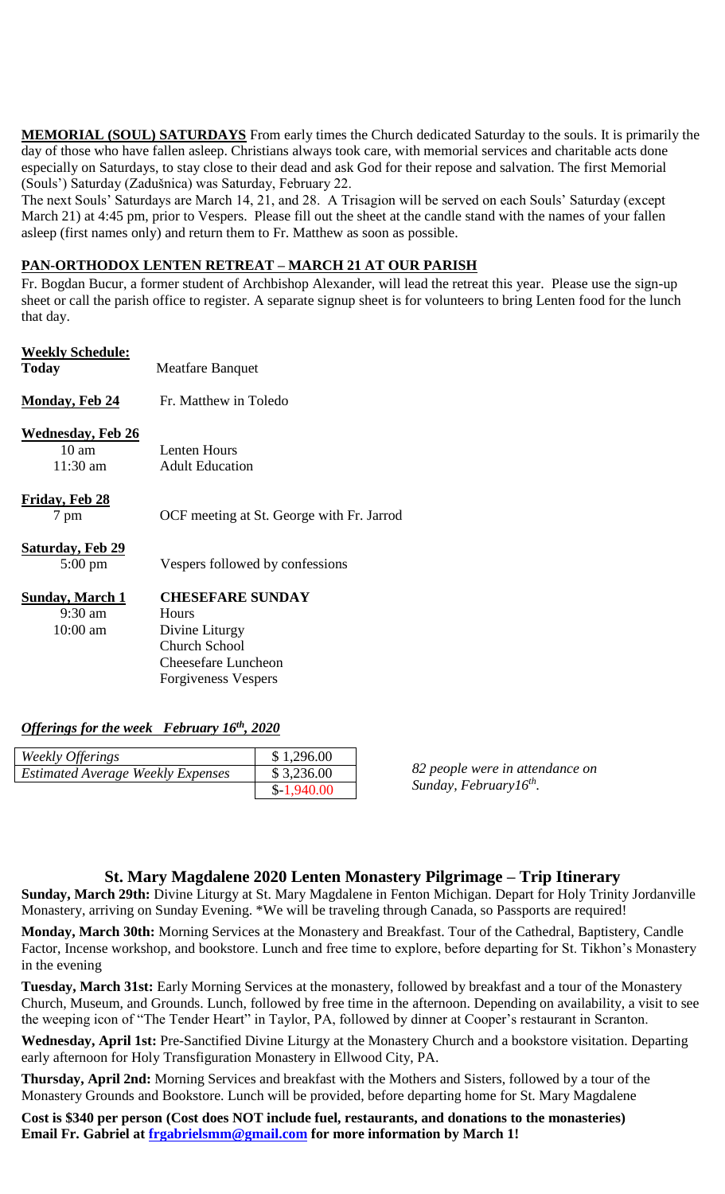**MEMORIAL (SOUL) SATURDAYS** From early times the Church dedicated Saturday to the souls. It is primarily the day of those who have fallen asleep. Christians always took care, with memorial services and charitable acts done especially on Saturdays, to stay close to their dead and ask God for their repose and salvation. The first Memorial (Souls') Saturday (Zadušnica) was Saturday, February 22.

The next Souls' Saturdays are March 14, 21, and 28. A Trisagion will be served on each Souls' Saturday (except March 21) at 4:45 pm, prior to Vespers. Please fill out the sheet at the candle stand with the names of your fallen asleep (first names only) and return them to Fr. Matthew as soon as possible.

**PAN-ORTHODOX LENTEN RETREAT – MARCH 21 AT OUR PARISH**

Fr. Bogdan Bucur, a former student of Archbishop Alexander, will lead the retreat this year. Please use the sign-up sheet or call the parish office to register. A separate signup sheet is for volunteers to bring Lenten food for the lunch that day.

**Weekly Schedule:**

| | |
|---|---|
| **Today** | Meatfare Banquet |
| **Monday, Feb 24** | Fr. Matthew in Toledo |
| **Wednesday, Feb 26** | |
| 10 am | Lenten Hours |
| 11:30 am | Adult Education |
| **Friday, Feb 28** | |
| 7 pm | OCF meeting at St. George with Fr. Jarrod |
| **Saturday, Feb 29** | |
| 5:00 pm | Vespers followed by confessions |
| **Sunday, March 1** | **CHESEFARE SUNDAY** |
| 9:30 am | Hours |
| 10:00 am | Divine Liturgy |
| | Church School |
| | Cheesefare Luncheon |
| | Forgiveness Vespers |

***Offerings for the week February 16th, 2020***

| | |
|---|---|
| *Weekly Offerings* | $ 1,296.00 |
| *Estimated Average Weekly Expenses* | $ 3,236.00 |
| | $-1,940.00 |

*82 people were in attendance on Sunday, February16th.*

## St. Mary Magdalene 2020 Lenten Monastery Pilgrimage – Trip Itinerary

**Sunday, March 29th:** Divine Liturgy at St. Mary Magdalene in Fenton Michigan. Depart for Holy Trinity Jordanville Monastery, arriving on Sunday Evening. *We will be traveling through Canada, so Passports are required!

**Monday, March 30th:** Morning Services at the Monastery and Breakfast. Tour of the Cathedral, Baptistery, Candle Factor, Incense workshop, and bookstore. Lunch and free time to explore, before departing for St. Tikhon's Monastery in the evening

**Tuesday, March 31st:** Early Morning Services at the monastery, followed by breakfast and a tour of the Monastery Church, Museum, and Grounds. Lunch, followed by free time in the afternoon. Depending on availability, a visit to see the weeping icon of "The Tender Heart" in Taylor, PA, followed by dinner at Cooper's restaurant in Scranton.

**Wednesday, April 1st:** Pre-Sanctified Divine Liturgy at the Monastery Church and a bookstore visitation. Departing early afternoon for Holy Transfiguration Monastery in Ellwood City, PA.

**Thursday, April 2nd:** Morning Services and breakfast with the Mothers and Sisters, followed by a tour of the Monastery Grounds and Bookstore. Lunch will be provided, before departing home for St. Mary Magdalene

**Cost is $340 per person (Cost does NOT include fuel, restaurants, and donations to the monasteries)**
**Email Fr. Gabriel at frgabrielsmm@gmail.com for more information by March 1!**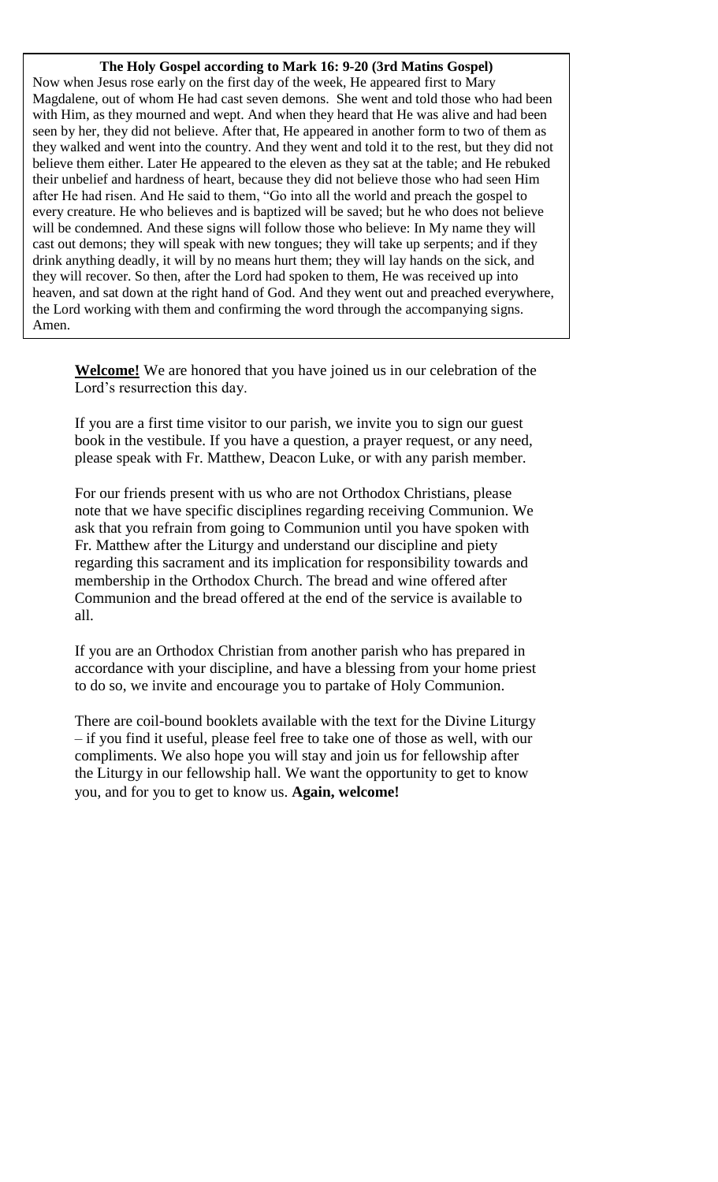**The Holy Gospel according to Mark 16: 9-20 (3rd Matins Gospel)**

Now when Jesus rose early on the first day of the week, He appeared first to Mary Magdalene, out of whom He had cast seven demons. She went and told those who had been with Him, as they mourned and wept. And when they heard that He was alive and had been seen by her, they did not believe. After that, He appeared in another form to two of them as they walked and went into the country. And they went and told it to the rest, but they did not believe them either. Later He appeared to the eleven as they sat at the table; and He rebuked their unbelief and hardness of heart, because they did not believe those who had seen Him after He had risen. And He said to them, "Go into all the world and preach the gospel to every creature. He who believes and is baptized will be saved; but he who does not believe will be condemned. And these signs will follow those who believe: In My name they will cast out demons; they will speak with new tongues; they will take up serpents; and if they drink anything deadly, it will by no means hurt them; they will lay hands on the sick, and they will recover. So then, after the Lord had spoken to them, He was received up into heaven, and sat down at the right hand of God. And they went out and preached everywhere, the Lord working with them and confirming the word through the accompanying signs. Amen.

**Welcome!** We are honored that you have joined us in our celebration of the Lord's resurrection this day.

If you are a first time visitor to our parish, we invite you to sign our guest book in the vestibule. If you have a question, a prayer request, or any need, please speak with Fr. Matthew, Deacon Luke, or with any parish member.

For our friends present with us who are not Orthodox Christians, please note that we have specific disciplines regarding receiving Communion. We ask that you refrain from going to Communion until you have spoken with Fr. Matthew after the Liturgy and understand our discipline and piety regarding this sacrament and its implication for responsibility towards and membership in the Orthodox Church. The bread and wine offered after Communion and the bread offered at the end of the service is available to all.

If you are an Orthodox Christian from another parish who has prepared in accordance with your discipline, and have a blessing from your home priest to do so, we invite and encourage you to partake of Holy Communion.

There are coil-bound booklets available with the text for the Divine Liturgy – if you find it useful, please feel free to take one of those as well, with our compliments. We also hope you will stay and join us for fellowship after the Liturgy in our fellowship hall. We want the opportunity to get to know you, and for you to get to know us. **Again, welcome!**